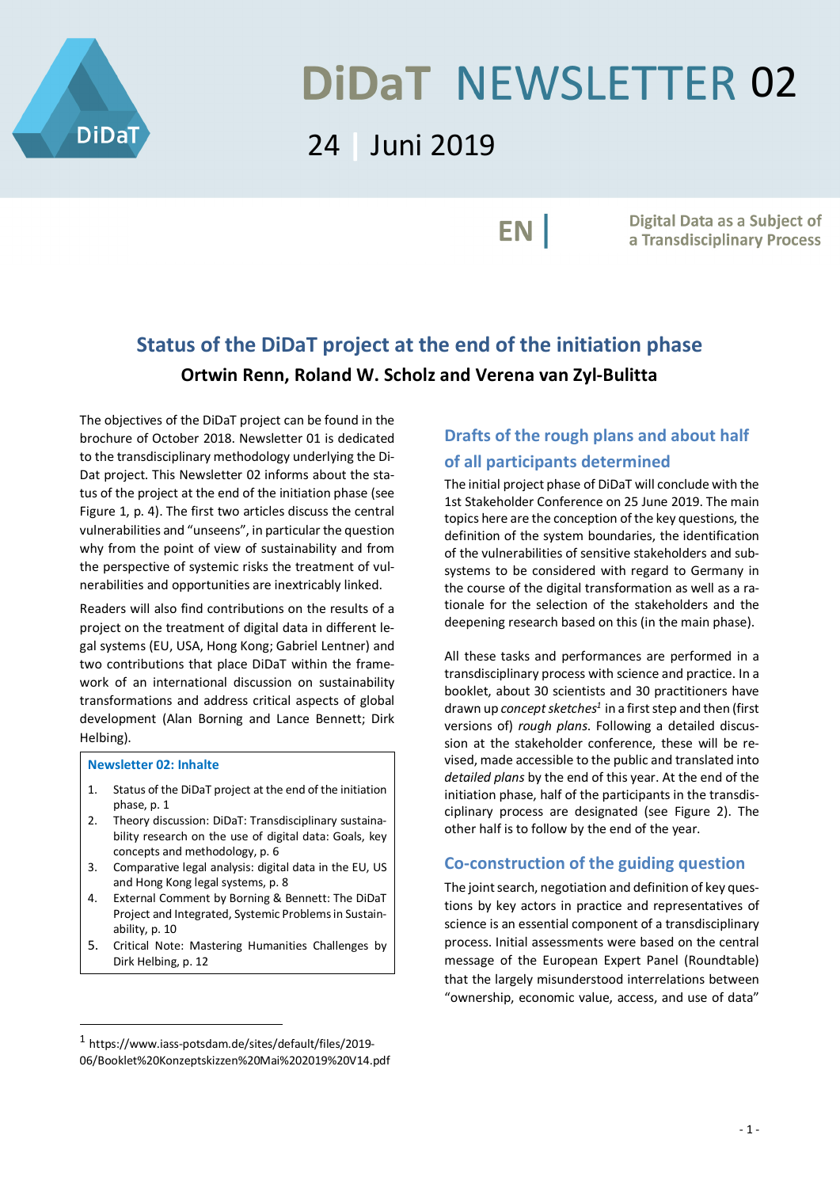# DiDaT NEWSLETTER 02

24 | Juni 2019

EN | Digital Data as a Subject of a Transdisciplinary Process

## Status of the DiDaT project at the end of the initiation phase

**Ortwin Renn, Roland W. Scholz and Verena van Zyl-Bulitta**

The objectives of the DiDaT project can be found in the brochure of October 2018. Newsletter 01 is dedicated to the transdisciplinary methodology underlying the DiDat project. This Newsletter 02 informs about the status of the project at the end of the initiation phase (see Figure 1, p. 4). The first two articles discuss the central vulnerabilities and "unseens", in particular the question why from the point of view of sustainability and from the perspective of systemic risks the treatment of vulnerabilities and opportunities are inextricably linked.

Readers will also find contributions on the results of a project on the treatment of digital data in different legal systems (EU, USA, Hong Kong; Gabriel Lentner) and two contributions that place DiDaT within the framework of an international discussion on sustainability transformations and address critical aspects of global development (Alan Borning and Lance Bennett; Dirk Helbing).

**Newsletter 02: Inhalte**

1. Status of the DiDaT project at the end of the initiation phase, p. 1
2. Theory discussion: DiDaT: Transdisciplinary sustainability research on the use of digital data: Goals, key concepts and methodology, p. 6
3. Comparative legal analysis: digital data in the EU, US and Hong Kong legal systems, p. 8
4. External Comment by Borning & Bennett: The DiDaT Project and Integrated, Systemic Problems in Sustainability, p. 10
5. Critical Note: Mastering Humanities Challenges by Dirk Helbing, p. 12

### Drafts of the rough plans and about half of all participants determined

The initial project phase of DiDaT will conclude with the 1st Stakeholder Conference on 25 June 2019. The main topics here are the conception of the key questions, the definition of the system boundaries, the identification of the vulnerabilities of sensitive stakeholders and subsystems to be considered with regard to Germany in the course of the digital transformation as well as a rationale for the selection of the stakeholders and the deepening research based on this (in the main phase).

All these tasks and performances are performed in a transdisciplinary process with science and practice. In a booklet, about 30 scientists and 30 practitioners have drawn up *concept sketches*[1] in a first step and then (first versions of) *rough plans*. Following a detailed discussion at the stakeholder conference, these will be revised, made accessible to the public and translated into *detailed plans* by the end of this year. At the end of the initiation phase, half of the participants in the transdisciplinary process are designated (see Figure 2). The other half is to follow by the end of the year.

### Co-construction of the guiding question

The joint search, negotiation and definition of key questions by key actors in practice and representatives of science is an essential component of a transdisciplinary process. Initial assessments were based on the central message of the European Expert Panel (Roundtable) that the largely misunderstood interrelations between "ownership, economic value, access, and use of data"

[1] https://www.iass-potsdam.de/sites/default/files/2019-06/Booklet%20Konzeptskizzen%20Mai%202019%20V14.pdf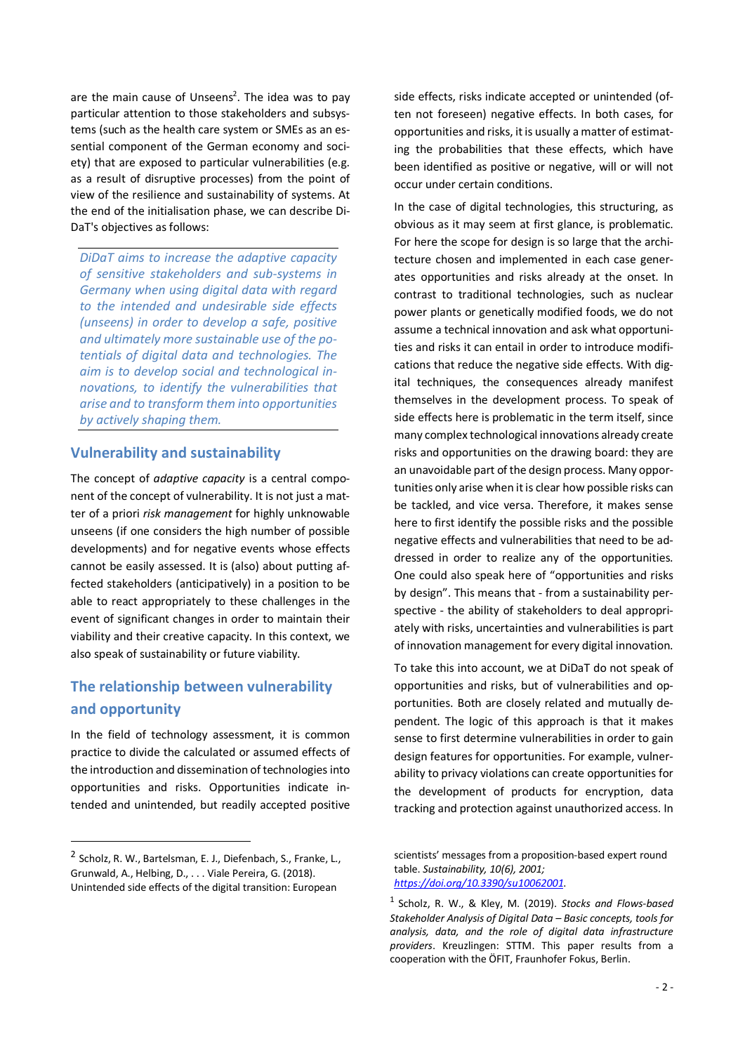are the main cause of Unseens[2]. The idea was to pay particular attention to those stakeholders and subsystems (such as the health care system or SMEs as an essential component of the German economy and society) that are exposed to particular vulnerabilities (e.g. as a result of disruptive processes) from the point of view of the resilience and sustainability of systems. At the end of the initialisation phase, we can describe DiDaT's objectives as follows:

> *DiDaT aims to increase the adaptive capacity of sensitive stakeholders and sub-systems in Germany when using digital data with regard to the intended and undesirable side effects (unseens) in order to develop a safe, positive and ultimately more sustainable use of the potentials of digital data and technologies. The aim is to develop social and technological innovations, to identify the vulnerabilities that arise and to transform them into opportunities by actively shaping them.*

## Vulnerability and sustainability

The concept of *adaptive capacity* is a central component of the concept of vulnerability. It is not just a matter of a priori *risk management* for highly unknowable unseens (if one considers the high number of possible developments) and for negative events whose effects cannot be easily assessed. It is (also) about putting affected stakeholders (anticipatively) in a position to be able to react appropriately to these challenges in the event of significant changes in order to maintain their viability and their creative capacity. In this context, we also speak of sustainability or future viability.

## The relationship between vulnerability and opportunity

In the field of technology assessment, it is common practice to divide the calculated or assumed effects of the introduction and dissemination of technologies into opportunities and risks. Opportunities indicate intended and unintended, but readily accepted positive side effects, risks indicate accepted or unintended (often not foreseen) negative effects. In both cases, for opportunities and risks, it is usually a matter of estimating the probabilities that these effects, which have been identified as positive or negative, will or will not occur under certain conditions.

In the case of digital technologies, this structuring, as obvious as it may seem at first glance, is problematic. For here the scope for design is so large that the architecture chosen and implemented in each case generates opportunities and risks already at the onset. In contrast to traditional technologies, such as nuclear power plants or genetically modified foods, we do not assume a technical innovation and ask what opportunities and risks it can entail in order to introduce modifications that reduce the negative side effects. With digital techniques, the consequences already manifest themselves in the development process. To speak of side effects here is problematic in the term itself, since many complex technological innovations already create risks and opportunities on the drawing board: they are an unavoidable part of the design process. Many opportunities only arise when it is clear how possible risks can be tackled, and vice versa. Therefore, it makes sense here to first identify the possible risks and the possible negative effects and vulnerabilities that need to be addressed in order to realize any of the opportunities. One could also speak here of "opportunities and risks by design". This means that - from a sustainability perspective - the ability of stakeholders to deal appropriately with risks, uncertainties and vulnerabilities is part of innovation management for every digital innovation.

To take this into account, we at DiDaT do not speak of opportunities and risks, but of vulnerabilities and opportunities. Both are closely related and mutually dependent. The logic of this approach is that it makes sense to first determine vulnerabilities in order to gain design features for opportunities. For example, vulnerability to privacy violations can create opportunities for the development of products for encryption, data tracking and protection against unauthorized access. In

---

[2] Scholz, R. W., Bartelsman, E. J., Diefenbach, S., Franke, L., Grunwald, A., Helbing, D., . . . Viale Pereira, G. (2018). Unintended side effects of the digital transition: European scientists' messages from a proposition-based expert round table. *Sustainability, 10(6), 2001;* *https://doi.org/10.3390/su10062001*.

[1] Scholz, R. W., & Kley, M. (2019). *Stocks and Flows-based Stakeholder Analysis of Digital Data – Basic concepts, tools for analysis, data, and the role of digital data infrastructure providers*. Kreuzlingen: STTM. This paper results from a cooperation with the ÖFIT, Fraunhofer Fokus, Berlin.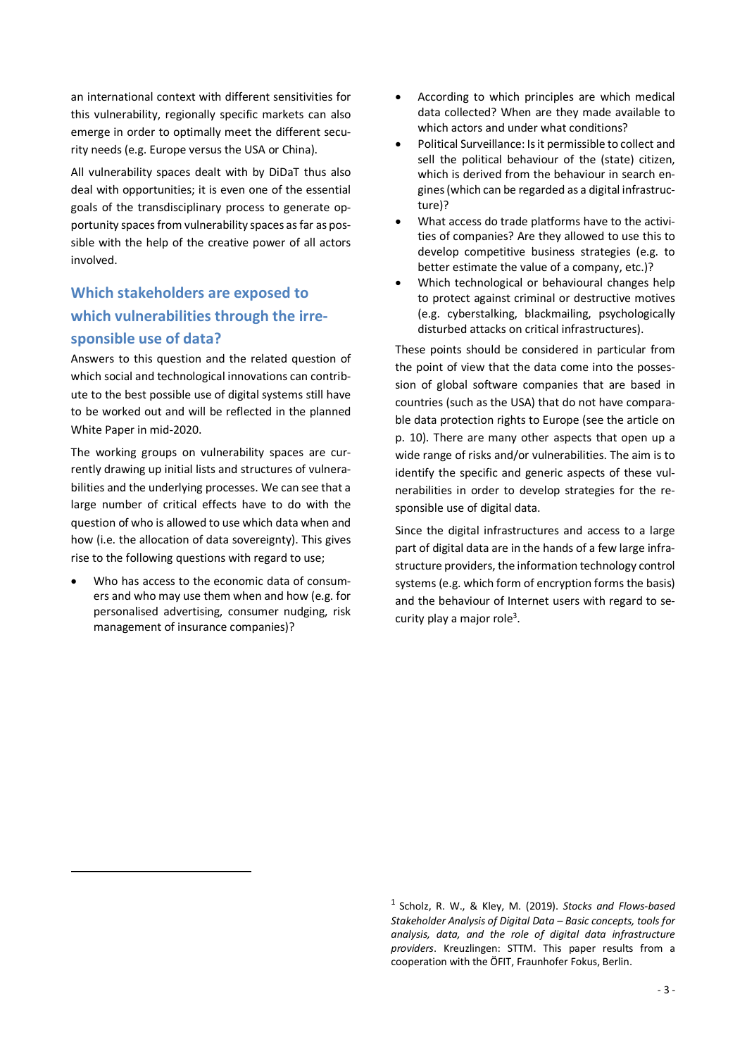an international context with different sensitivities for this vulnerability, regionally specific markets can also emerge in order to optimally meet the different security needs (e.g. Europe versus the USA or China).

All vulnerability spaces dealt with by DiDaT thus also deal with opportunities; it is even one of the essential goals of the transdisciplinary process to generate opportunity spaces from vulnerability spaces as far as possible with the help of the creative power of all actors involved.

## Which stakeholders are exposed to which vulnerabilities through the irresponsible use of data?

Answers to this question and the related question of which social and technological innovations can contribute to the best possible use of digital systems still have to be worked out and will be reflected in the planned White Paper in mid-2020.

The working groups on vulnerability spaces are currently drawing up initial lists and structures of vulnerabilities and the underlying processes. We can see that a large number of critical effects have to do with the question of who is allowed to use which data when and how (i.e. the allocation of data sovereignty). This gives rise to the following questions with regard to use;

- Who has access to the economic data of consumers and who may use them when and how (e.g. for personalised advertising, consumer nudging, risk management of insurance companies)?
- According to which principles are which medical data collected? When are they made available to which actors and under what conditions?
- Political Surveillance: Is it permissible to collect and sell the political behaviour of the (state) citizen, which is derived from the behaviour in search engines (which can be regarded as a digital infrastructure)?
- What access do trade platforms have to the activities of companies? Are they allowed to use this to develop competitive business strategies (e.g. to better estimate the value of a company, etc.)?
- Which technological or behavioural changes help to protect against criminal or destructive motives (e.g. cyberstalking, blackmailing, psychologically disturbed attacks on critical infrastructures).

These points should be considered in particular from the point of view that the data come into the possession of global software companies that are based in countries (such as the USA) that do not have comparable data protection rights to Europe (see the article on p. 10). There are many other aspects that open up a wide range of risks and/or vulnerabilities. The aim is to identify the specific and generic aspects of these vulnerabilities in order to develop strategies for the responsible use of digital data.

Since the digital infrastructures and access to a large part of digital data are in the hands of a few large infrastructure providers, the information technology control systems (e.g. which form of encryption forms the basis) and the behaviour of Internet users with regard to security play a major role[3].

---

[1] Scholz, R. W., & Kley, M. (2019). *Stocks and Flows-based Stakeholder Analysis of Digital Data – Basic concepts, tools for analysis, data, and the role of digital data infrastructure providers*. Kreuzlingen: STTM. This paper results from a cooperation with the ÖFIT, Fraunhofer Fokus, Berlin.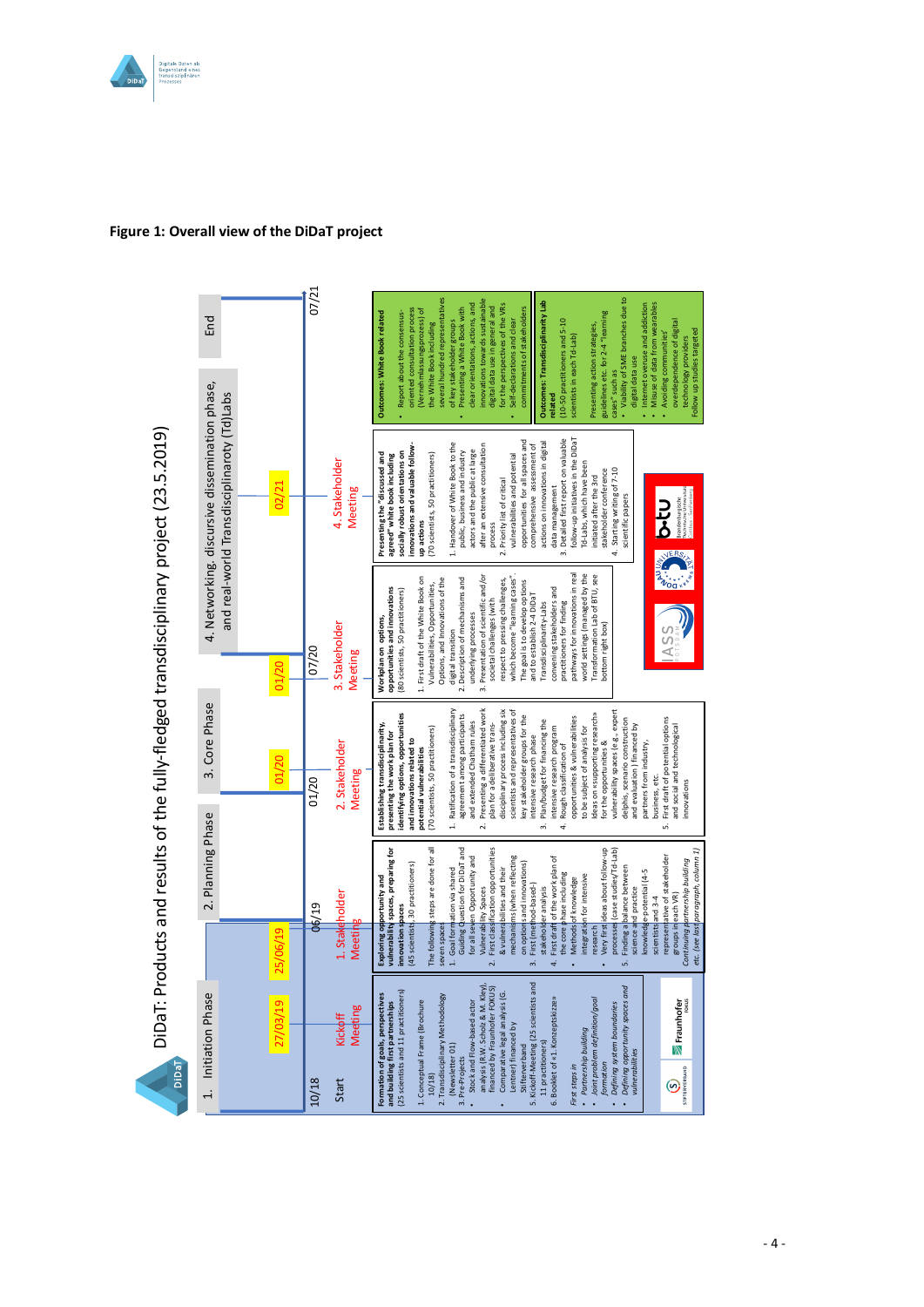**Figure 1: Overall view of the DiDaT project**

# DiDaT: Products and results of the fully-fledged transdisciplinary project (23.5.2019)

| 1. Initiation Phase | 2. Planning Phase | 3. Core Phase | 4. Networking, discursive dissemination phase, and real-world Transdisciplinaroty (Td)Labs | End |
|---|---|---|---|---|
| 10/18 Start — 27/03/19 Kickoff Meeting | 25/06/19 — 06/19 1. Stakeholder Meeting | 01/20 — 01/20 2. Stakeholder Meeting | 01/20 — 07/20 3. Stakeholder Meeting; 02/21 4. Stakeholder Meeting | 07/21 |

**Formation of goals, perspectives and building first partnerships** (25 scientists and 11 practitioners)

1. Conceptual Frame (Brochure 10/18)
2. Transdisciplinary Methodology (Newsletter 01)
3. Pre-Projects
   - Stock and Flow-based actor analysis (R.W. Scholz & M. Kley), financed by Fraunhofer FOKUS)
   - Comparative legal analysis (G. Lentner) financed by Stifterverband
5. Kickoff-Meeting (25 scientists and 11 practitioners)
6. Booklet of «1. Konzeptskizze»

*First steps in*
- *Partnership building*
- *Joint problem definition/goal formation*
- *Defining system boundaries*
- *Defining opportunity spaces and vulnerabilities*

**Exploring opportunity and vulnerability spaces, preparing for innovation spaces** (45 scientists, 30 practitioners)

The following steps are done for all seven spaces:
1. Goal formation via shared Guiding Question for DiDaT and for all seven Opportunity and Vulnerability Spaces
2. First classification opportunities & vulnerabilities and their mechanisms (when reflecting on options and innovations)
3. First (method-based-) stakeholder analysis
4. First draft of the work plan of the core phase including
   - Methods of knowledge integration for intensive research
   - Very first ideas about follow-up processes (case studies/Td-Lab)
5. Finding a balance between science and practice knowledge-potential (4-5 scientists and 3-4 representative of stakeholder groups in each VR)

*Continuing partnership building etc. (see last paragraph, column 1)*

**Establishing transdisciplinarity, presenting the work plan for identifying options, opportunities and innovations related to potential vulnerabilities** (70 scientists, 50 practitioners)

1. Ratification of a transdisciplinary agreement among participants and extended Chatham rules
2. Presenting a differentiated work plan for a deliberative trans-disciplinary process including six scientists and representatives of key stakeholder groups for the intensive research phase
3. Plan/budget for financing the intensive research program
4. Rough classification of opportunities & vulnerabilities to be subject of analysis for ideas on «supporting research» for the opportunities & vulnerability spaces (e.g., expert delphis, scenario construction and evaluation) financed by partners from industry, business, etc.
5. First draft of potential options and social and technological innovations

**Workplan on options, opportunities and innovations** (80 scientists, 50 practitioners)

1. First draft of the White Book on Vulnerabilities, Opportunities, Options, and Innovations of the digital transition
2. Description of mechanisms and underlying processes
3. Presentation of scientific and/or societal challenges (with respect to pressing challenges, which become "learning cases". The goal is to develop options and to establish 2-4 DiDaT Transdisciplinarity-Labs convening stakeholders and practitioners for finding pathways for innovations in real world settings (managed by the Transformation Lab of BTU, see bottom right box)

**Presenting the "discussed and agreed" white book including socially robust orientations on innovations and valuable follow-up actions** (70 scientists, 50 practitioners)

1. Handover of White Book to the public, business and industry actors and the public at large after an extensive consultation process
2. Priority list of critical vulnerabilities and potential opportunities for all spaces and comprehensive assessment of actions on innovations in digital data management
3. Detailed first report on valuable follow-up initiatives in the DiDaT Td-Labs, which have been initiated after the 3rd stakeholder conference
4. Starting writing of 7-10 scientific papers

**Outcomes: White Book related**
- Report about the consensus-oriented consultation process (Vernehmlassungsprozess) of the White Book including several hundred representatives of key stakeholder groups
- Presenting a White Book with clear orientations, actions, and innovations towards sustainable digital data use in general and for the perspectives of the VRs
- Self-declarations and clear commitments of stakeholders

**Outcomes: Transdisciplinarity Lab related** (10-50 practitioners and 5-10 scientists in each Td-Lab)

Presenting action strategies, guidelines etc. for 2-4 "learning cases" such as
- Viability of SME branches due to digital data use
- Internet overuse and addiction
- Misuse of data from wearables
- Avoiding communities' overdependence of digital technology providers

Follow up studies targeted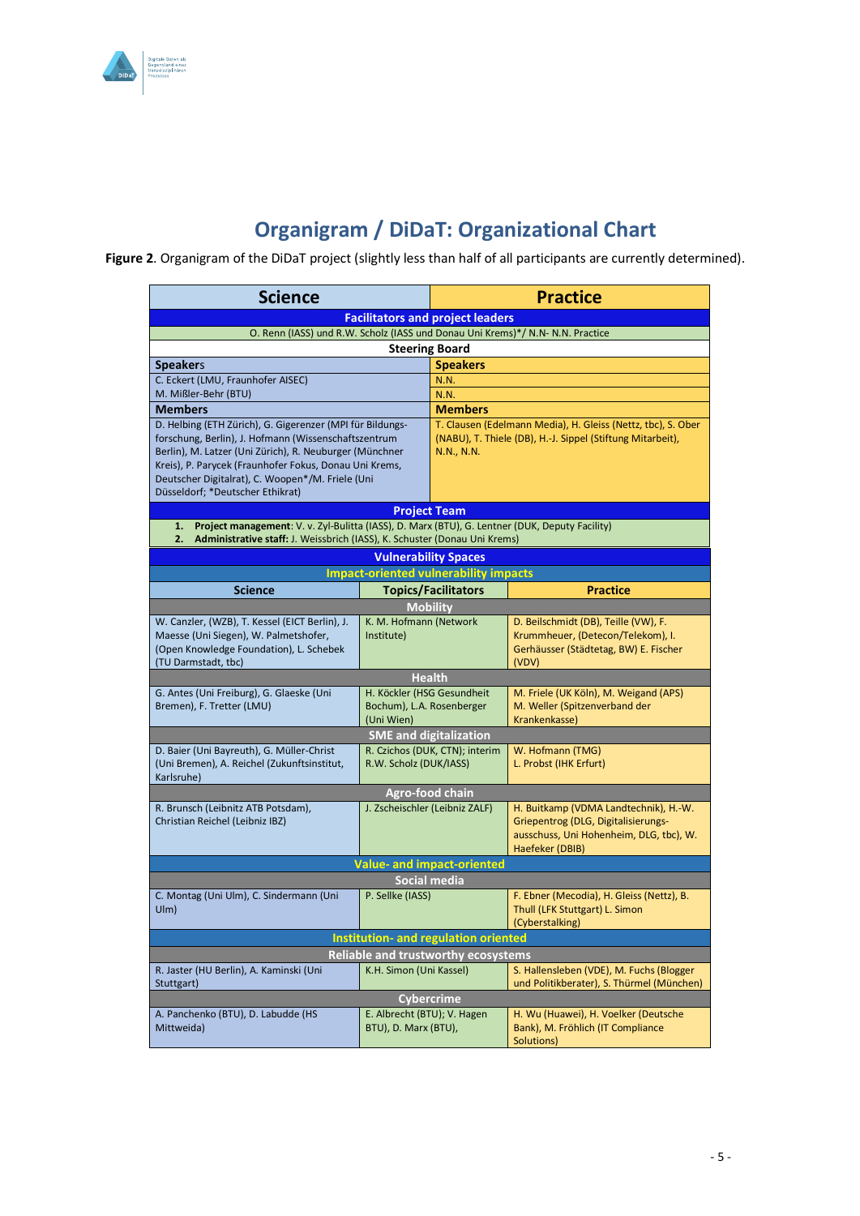# Organigram / DiDaT: Organizational Chart

**Figure 2**. Organigram of the DiDaT project (slightly less than half of all participants are currently determined).

| Science | Practice |
|---|---|
| **Facilitators and project leaders** | |
| O. Renn (IASS) und R.W. Scholz (IASS und Donau Uni Krems)*/ N.N- N.N. Practice | |
| **Steering Board** | |
| **Speakers** | **Speakers** |
| C. Eckert (LMU, Fraunhofer AISEC) | N.N. |
| M. Mißler-Behr (BTU) | N.N. |
| **Members** | **Members** |
| D. Helbing (ETH Zürich), G. Gigerenzer (MPI für Bildungsforschung, Berlin), J. Hofmann (Wissenschaftszentrum Berlin), M. Latzer (Uni Zürich), R. Neuburger (Münchner Kreis), P. Parycek (Fraunhofer Fokus, Donau Uni Krems, Deutscher Digitalrat), C. Woopen*/M. Friele (Uni Düsseldorf; *Deutscher Ethikrat) | T. Clausen (Edelmann Media), H. Gleiss (Nettz, tbc), S. Ober (NABU), T. Thiele (DB), H.-J. Sippel (Stiftung Mitarbeit), N.N., N.N. |
| **Project Team** | |
| 1. **Project management**: V. v. Zyl-Bulitta (IASS), D. Marx (BTU), G. Lentner (DUK, Deputy Facility)<br>2. **Administrative staff:** J. Weissbrich (IASS), K. Schuster (Donau Uni Krems) | |

| Science | Topics/Facilitators | Practice |
|---|---|---|
| **Vulnerability Spaces** | | |
| **Impact-oriented vulnerability impacts** | | |
| **Mobility** | | |
| W. Canzler, (WZB), T. Kessel (EICT Berlin), J. Maesse (Uni Siegen), W. Palmetshofer, (Open Knowledge Foundation), L. Schebek (TU Darmstadt, tbc) | K. M. Hofmann (Network Institute) | D. Beilschmidt (DB), Teille (VW), F. Krummheuer, (Detecon/Telekom), I. Gerhäusser (Städtetag, BW) E. Fischer (VDV) |
| **Health** | | |
| G. Antes (Uni Freiburg), G. Glaeske (Uni Bremen), F. Tretter (LMU) | H. Köckler (HSG Gesundheit Bochum), L.A. Rosenberger (Uni Wien) | M. Friele (UK Köln), M. Weigand (APS) M. Weller (Spitzenverband der Krankenkasse) |
| **SME and digitalization** | | |
| D. Baier (Uni Bayreuth), G. Müller-Christ (Uni Bremen), A. Reichel (Zukunftsinstitut, Karlsruhe) | R. Czichos (DUK, CTN); interim R.W. Scholz (DUK/IASS) | W. Hofmann (TMG) L. Probst (IHK Erfurt) |
| **Agro-food chain** | | |
| R. Brunsch (Leibniz ATB Potsdam), Christian Reichel (Leibniz IBZ) | J. Zscheischler (Leibniz ZALF) | H. Buitkamp (VDMA Landtechnik), H.-W. Griepentrog (DLG, Digitalisierungs-ausschuss, Uni Hohenheim, DLG, tbc), W. Haefeker (DBIB) |
| **Value- and impact-oriented** | | |
| **Social media** | | |
| C. Montag (Uni Ulm), C. Sindermann (Uni Ulm) | P. Sellke (IASS) | F. Ebner (Mecodia), H. Gleiss (Nettz), B. Thull (LFK Stuttgart) L. Simon (Cyberstalking) |
| **Institution- and regulation oriented** | | |
| **Reliable and trustworthy ecosystems** | | |
| R. Jaster (HU Berlin), A. Kaminski (Uni Stuttgart) | K.H. Simon (Uni Kassel) | S. Hallensleben (VDE), M. Fuchs (Blogger und Politikberater), S. Thürmel (München) |
| **Cybercrime** | | |
| A. Panchenko (BTU), D. Labudde (HS Mittweida) | E. Albrecht (BTU); V. Hagen BTU), D. Marx (BTU), | H. Wu (Huawei), H. Voelker (Deutsche Bank), M. Fröhlich (IT Compliance Solutions) |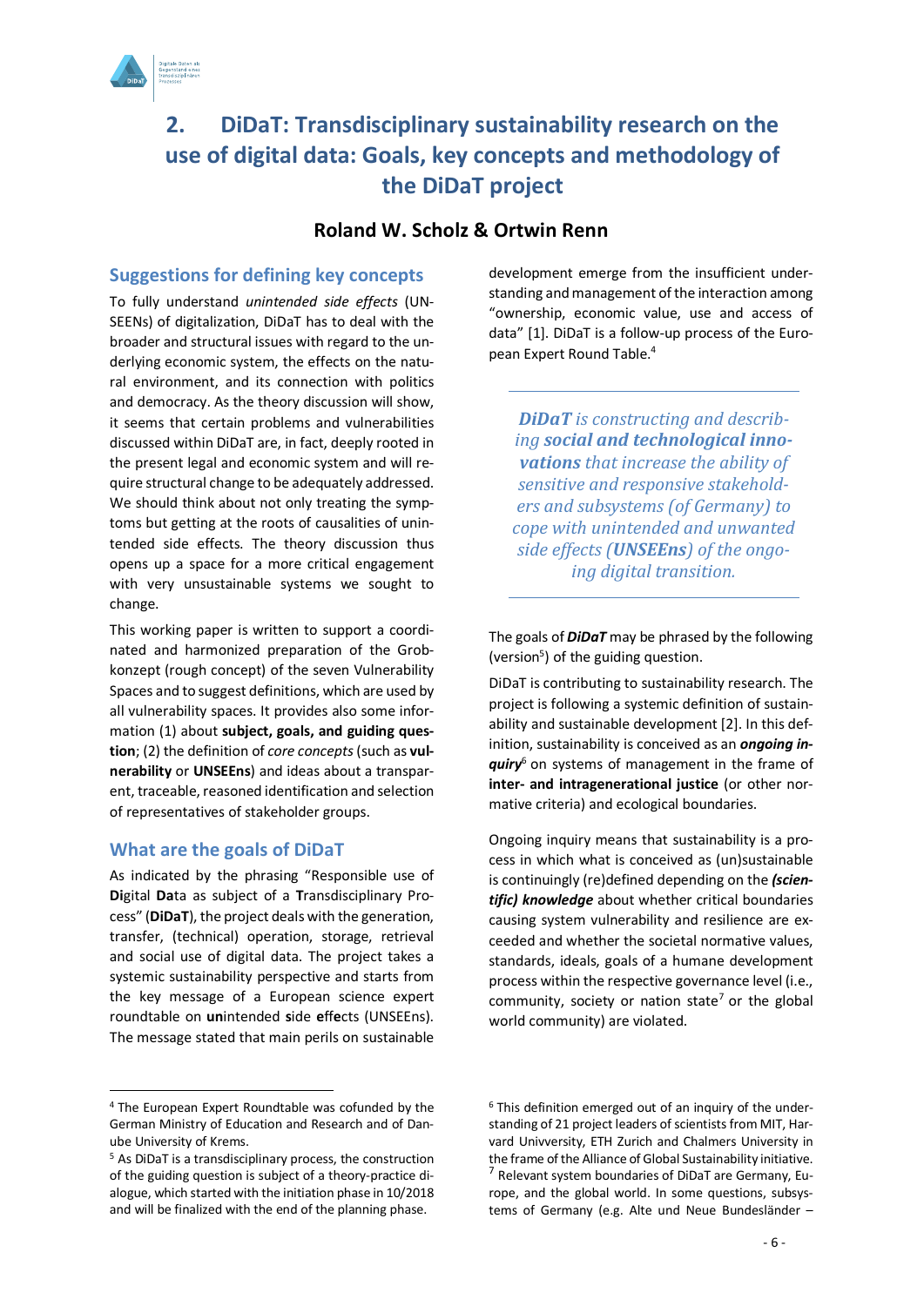# 2. DiDaT: Transdisciplinary sustainability research on the use of digital data: Goals, key concepts and methodology of the DiDaT project

**Roland W. Scholz & Ortwin Renn**

## Suggestions for defining key concepts

To fully understand *unintended side effects* (UNSEENs) of digitalization, DiDaT has to deal with the broader and structural issues with regard to the underlying economic system, the effects on the natural environment, and its connection with politics and democracy. As the theory discussion will show, it seems that certain problems and vulnerabilities discussed within DiDaT are, in fact, deeply rooted in the present legal and economic system and will require structural change to be adequately addressed. We should think about not only treating the symptoms but getting at the roots of causalities of unintended side effects. The theory discussion thus opens up a space for a more critical engagement with very unsustainable systems we sought to change.

This working paper is written to support a coordinated and harmonized preparation of the Grobkonzept (rough concept) of the seven Vulnerability Spaces and to suggest definitions, which are used by all vulnerability spaces. It provides also information (1) about **subject, goals, and guiding question**; (2) the definition of *core concepts* (such as **vulnerability** or **UNSEENs**) and ideas about a transparent, traceable, reasoned identification and selection of representatives of stakeholder groups.

## What are the goals of DiDaT

As indicated by the phrasing "Responsible use of **Di**gital **Da**ta as subject of a **T**ransdisciplinary Process" (**DiDaT**), the project deals with the generation, transfer, (technical) operation, storage, retrieval and social use of digital data. The project takes a systemic sustainability perspective and starts from the key message of a European science expert roundtable on **un**intended **s**ide **eff**ects (UNSEEns). The message stated that main perils on sustainable development emerge from the insufficient understanding and management of the interaction among "ownership, economic value, use and access of data" [1]. DiDaT is a follow-up process of the European Expert Round Table.[4]

> ***DiDaT** is constructing and describing **social and technological innovations** that increase the ability of sensitive and responsive stakeholders and subsystems (of Germany) to cope with unintended and unwanted side effects (**UNSEEns**) of the ongoing digital transition.*

The goals of ***DiDaT*** may be phrased by the following (version[5]) of the guiding question.

DiDaT is contributing to sustainability research. The project is following a systemic definition of sustainability and sustainable development [2]. In this definition, sustainability is conceived as an ***ongoing inquiry***[6] on systems of management in the frame of **inter- and intragenerational justice** (or other normative criteria) and ecological boundaries.

Ongoing inquiry means that sustainability is a process in which what is conceived as (un)sustainable is continuingly (re)defined depending on the ***(scientific) knowledge*** about whether critical boundaries causing system vulnerability and resilience are exceeded and whether the societal normative values, standards, ideals, goals of a humane development process within the respective governance level (i.e., community, society or nation state[7] or the global world community) are violated.

---

[4] The European Expert Roundtable was cofunded by the German Ministry of Education and Research and of Danube University of Krems.

[5] As DiDaT is a transdisciplinary process, the construction of the guiding question is subject of a theory-practice dialogue, which started with the initiation phase in 10/2018 and will be finalized with the end of the planning phase.

[6] This definition emerged out of an inquiry of the understanding of 21 project leaders of scientists from MIT, Harvard Univversity, ETH Zurich and Chalmers University in the frame of the Alliance of Global Sustainability initiative.

[7] Relevant system boundaries of DiDaT are Germany, Europe, and the global world. In some questions, subsystems of Germany (e.g. Alte und Neue Bundesländer –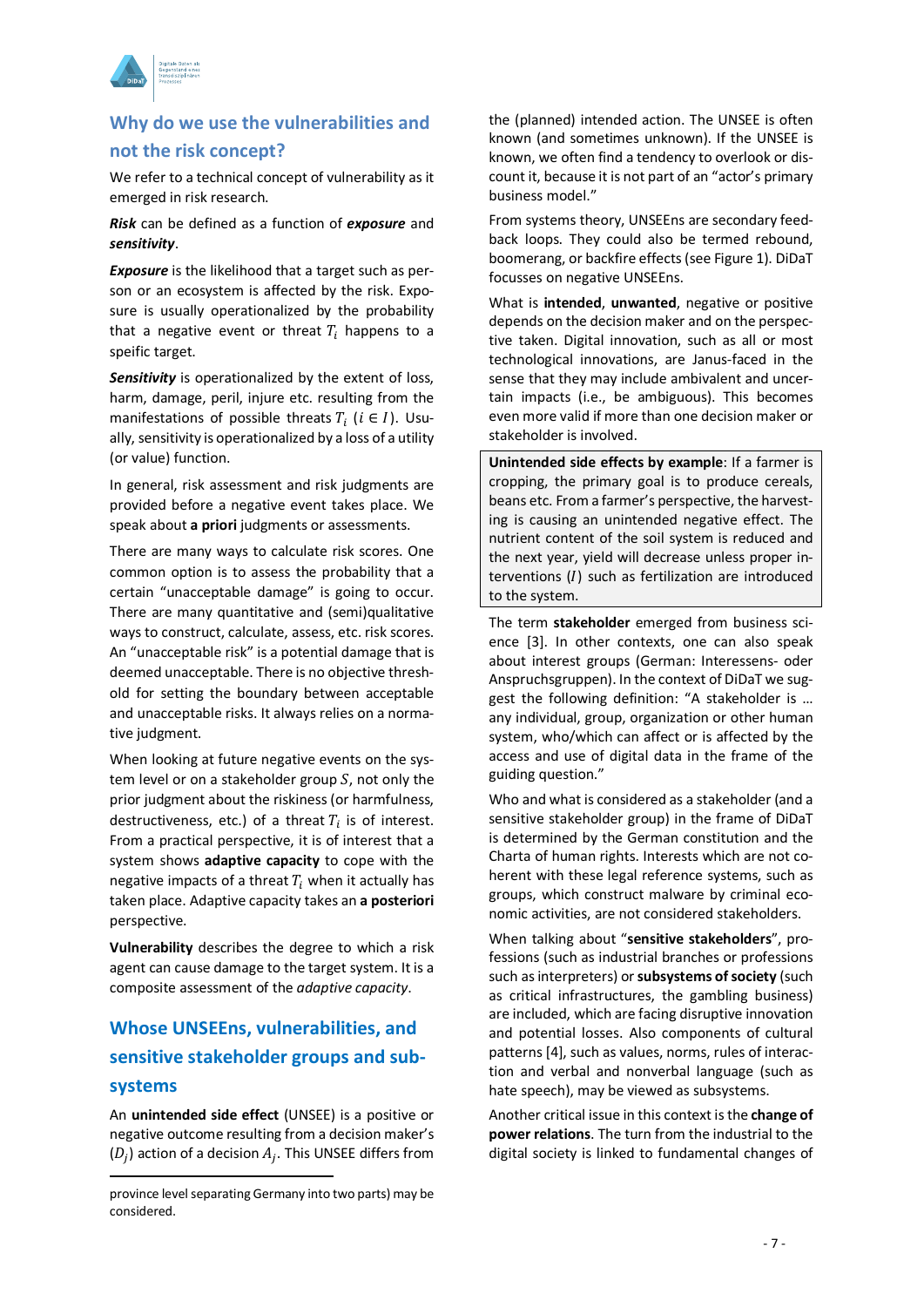## Why do we use the vulnerabilities and not the risk concept?

We refer to a technical concept of vulnerability as it emerged in risk research.

***Risk*** can be defined as a function of ***exposure*** and ***sensitivity***.

***Exposure*** is the likelihood that a target such as person or an ecosystem is affected by the risk. Exposure is usually operationalized by the probability that a negative event or threat $T_i$ happens to a speific target.

***Sensitivity*** is operationalized by the extent of loss, harm, damage, peril, injure etc. resulting from the manifestations of possible threats $T_i$ ($i \in I$). Usually, sensitivity is operationalized by a loss of a utility (or value) function.

In general, risk assessment and risk judgments are provided before a negative event takes place. We speak about **a priori** judgments or assessments.

There are many ways to calculate risk scores. One common option is to assess the probability that a certain "unacceptable damage" is going to occur. There are many quantitative and (semi)qualitative ways to construct, calculate, assess, etc. risk scores. An "unacceptable risk" is a potential damage that is deemed unacceptable. There is no objective threshold for setting the boundary between acceptable and unacceptable risks. It always relies on a normative judgment.

When looking at future negative events on the system level or on a stakeholder group $S$, not only the prior judgment about the riskiness (or harmfulness, destructiveness, etc.) of a threat $T_i$ is of interest. From a practical perspective, it is of interest that a system shows **adaptive capacity** to cope with the negative impacts of a threat $T_i$ when it actually has taken place. Adaptive capacity takes an **a posteriori** perspective.

**Vulnerability** describes the degree to which a risk agent can cause damage to the target system. It is a composite assessment of the *adaptive capacity*.

## Whose UNSEEns, vulnerabilities, and sensitive stakeholder groups and subsystems

An **unintended side effect** (UNSEE) is a positive or negative outcome resulting from a decision maker's ($D_j$) action of a decision $A_j$. This UNSEE differs from the (planned) intended action. The UNSEE is often known (and sometimes unknown). If the UNSEE is known, we often find a tendency to overlook or discount it, because it is not part of an "actor's primary business model."

From systems theory, UNSEEns are secondary feedback loops. They could also be termed rebound, boomerang, or backfire effects (see Figure 1). DiDaT focusses on negative UNSEEns.

What is **intended**, **unwanted**, negative or positive depends on the decision maker and on the perspective taken. Digital innovation, such as all or most technological innovations, are Janus-faced in the sense that they may include ambivalent and uncertain impacts (i.e., be ambiguous). This becomes even more valid if more than one decision maker or stakeholder is involved.

> **Unintended side effects by example**: If a farmer is cropping, the primary goal is to produce cereals, beans etc. From a farmer's perspective, the harvesting is causing an unintended negative effect. The nutrient content of the soil system is reduced and the next year, yield will decrease unless proper interventions ($I$) such as fertilization are introduced to the system.

The term **stakeholder** emerged from business science [3]. In other contexts, one can also speak about interest groups (German: Interessens- oder Anspruchsgruppen). In the context of DiDaT we suggest the following definition: "A stakeholder is … any individual, group, organization or other human system, who/which can affect or is affected by the access and use of digital data in the frame of the guiding question."

Who and what is considered as a stakeholder (and a sensitive stakeholder group) in the frame of DiDaT is determined by the German constitution and the Charta of human rights. Interests which are not coherent with these legal reference systems, such as groups, which construct malware by criminal economic activities, are not considered stakeholders.

When talking about "**sensitive stakeholders**", professions (such as industrial branches or professions such as interpreters) or **subsystems of society** (such as critical infrastructures, the gambling business) are included, which are facing disruptive innovation and potential losses. Also components of cultural patterns [4], such as values, norms, rules of interaction and verbal and nonverbal language (such as hate speech), may be viewed as subsystems.

Another critical issue in this context is the **change of power relations**. The turn from the industrial to the digital society is linked to fundamental changes of

---

province level separating Germany into two parts) may be considered.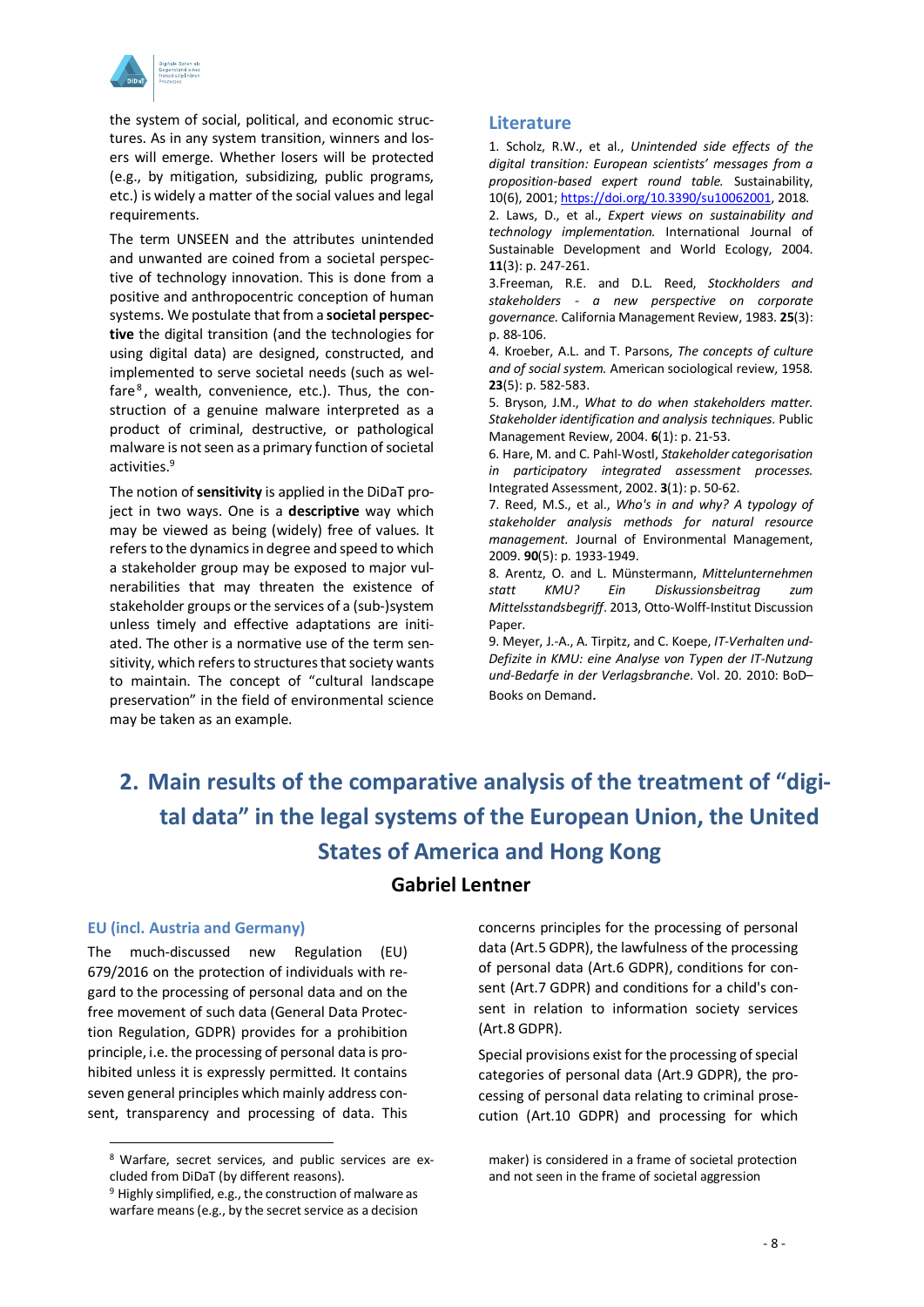the system of social, political, and economic structures. As in any system transition, winners and losers will emerge. Whether losers will be protected (e.g., by mitigation, subsidizing, public programs, etc.) is widely a matter of the social values and legal requirements.

The term UNSEEN and the attributes unintended and unwanted are coined from a societal perspective of technology innovation. This is done from a positive and anthropocentric conception of human systems. We postulate that from a **societal perspective** the digital transition (and the technologies for using digital data) are designed, constructed, and implemented to serve societal needs (such as welfare[8], wealth, convenience, etc.). Thus, the construction of a genuine malware interpreted as a product of criminal, destructive, or pathological malware is not seen as a primary function of societal activities.[9]

The notion of **sensitivity** is applied in the DiDaT project in two ways. One is a **descriptive** way which may be viewed as being (widely) free of values. It refers to the dynamics in degree and speed to which a stakeholder group may be exposed to major vulnerabilities that may threaten the existence of stakeholder groups or the services of a (sub-)system unless timely and effective adaptations are initiated. The other is a normative use of the term sensitivity, which refers to structures that society wants to maintain. The concept of "cultural landscape preservation" in the field of environmental science may be taken as an example.

## Literature

1. Scholz, R.W., et al., *Unintended side effects of the digital transition: European scientists' messages from a proposition-based expert round table.* Sustainability, 10(6), 2001; https://doi.org/10.3390/su10062001, 2018.
2. Laws, D., et al., *Expert views on sustainability and technology implementation.* International Journal of Sustainable Development and World Ecology, 2004. **11**(3): p. 247-261.
3. Freeman, R.E. and D.L. Reed, *Stockholders and stakeholders - a new perspective on corporate governance.* California Management Review, 1983. **25**(3): p. 88-106.
4. Kroeber, A.L. and T. Parsons, *The concepts of culture and of social system.* American sociological review, 1958. **23**(5): p. 582-583.
5. Bryson, J.M., *What to do when stakeholders matter. Stakeholder identification and analysis techniques.* Public Management Review, 2004. **6**(1): p. 21-53.
6. Hare, M. and C. Pahl-Wostl, *Stakeholder categorisation in participatory integrated assessment processes.* Integrated Assessment, 2002. **3**(1): p. 50-62.
7. Reed, M.S., et al., *Who's in and why? A typology of stakeholder analysis methods for natural resource management.* Journal of Environmental Management, 2009. **90**(5): p. 1933-1949.
8. Arentz, O. and L. Münstermann, *Mittelunternehmen statt KMU? Ein Diskussionsbeitrag zum Mittelsstandsbegriff*. 2013, Otto-Wolff-Institut Discussion Paper.
9. Meyer, J.-A., A. Tirpitz, and C. Koepe, *IT-Verhalten und-Defizite in KMU: eine Analyse von Typen der IT-Nutzung und-Bedarfe in der Verlagsbranche*. Vol. 20. 2010: BoD–Books on Demand.

# 2. Main results of the comparative analysis of the treatment of "digital data" in the legal systems of the European Union, the United States of America and Hong Kong

**Gabriel Lentner**

### EU (incl. Austria and Germany)

The much-discussed new Regulation (EU) 679/2016 on the protection of individuals with regard to the processing of personal data and on the free movement of such data (General Data Protection Regulation, GDPR) provides for a prohibition principle, i.e. the processing of personal data is prohibited unless it is expressly permitted. It contains seven general principles which mainly address consent, transparency and processing of data. This concerns principles for the processing of personal data (Art.5 GDPR), the lawfulness of the processing of personal data (Art.6 GDPR), conditions for consent (Art.7 GDPR) and conditions for a child's consent in relation to information society services (Art.8 GDPR).

Special provisions exist for the processing of special categories of personal data (Art.9 GDPR), the processing of personal data relating to criminal prosecution (Art.10 GDPR) and processing for which

[8] Warfare, secret services, and public services are excluded from DiDaT (by different reasons).

[9] Highly simplified, e.g., the construction of malware as warfare means (e.g., by the secret service as a decision maker) is considered in a frame of societal protection and not seen in the frame of societal aggression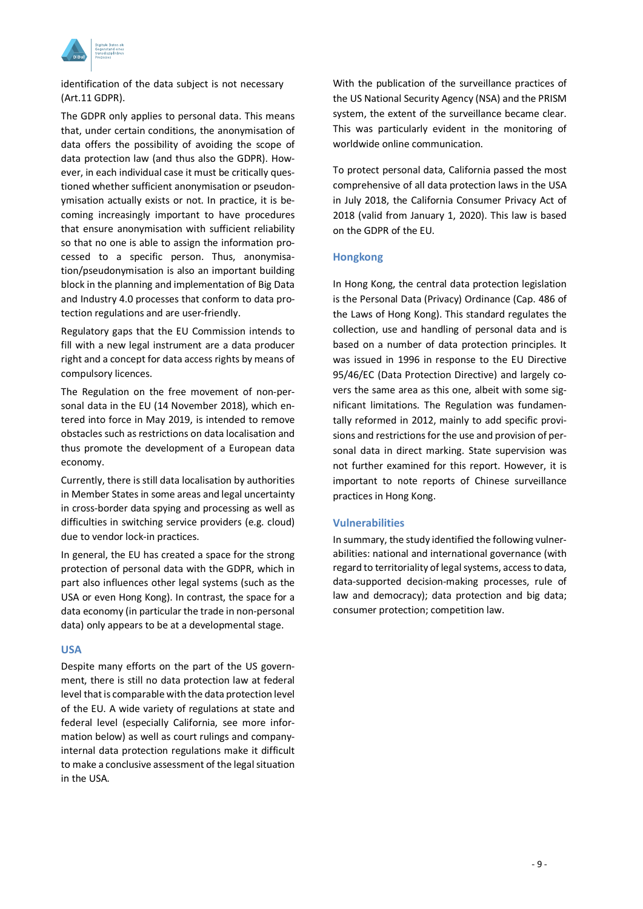identification of the data subject is not necessary (Art.11 GDPR).

The GDPR only applies to personal data. This means that, under certain conditions, the anonymisation of data offers the possibility of avoiding the scope of data protection law (and thus also the GDPR). However, in each individual case it must be critically questioned whether sufficient anonymisation or pseudonymisation actually exists or not. In practice, it is becoming increasingly important to have procedures that ensure anonymisation with sufficient reliability so that no one is able to assign the information processed to a specific person. Thus, anonymisation/pseudonymisation is also an important building block in the planning and implementation of Big Data and Industry 4.0 processes that conform to data protection regulations and are user-friendly.

Regulatory gaps that the EU Commission intends to fill with a new legal instrument are a data producer right and a concept for data access rights by means of compulsory licences.

The Regulation on the free movement of non-personal data in the EU (14 November 2018), which entered into force in May 2019, is intended to remove obstacles such as restrictions on data localisation and thus promote the development of a European data economy.

Currently, there is still data localisation by authorities in Member States in some areas and legal uncertainty in cross-border data spying and processing as well as difficulties in switching service providers (e.g. cloud) due to vendor lock-in practices.

In general, the EU has created a space for the strong protection of personal data with the GDPR, which in part also influences other legal systems (such as the USA or even Hong Kong). In contrast, the space for a data economy (in particular the trade in non-personal data) only appears to be at a developmental stage.

### USA

Despite many efforts on the part of the US government, there is still no data protection law at federal level that is comparable with the data protection level of the EU. A wide variety of regulations at state and federal level (especially California, see more information below) as well as court rulings and company-internal data protection regulations make it difficult to make a conclusive assessment of the legal situation in the USA.

With the publication of the surveillance practices of the US National Security Agency (NSA) and the PRISM system, the extent of the surveillance became clear. This was particularly evident in the monitoring of worldwide online communication.

To protect personal data, California passed the most comprehensive of all data protection laws in the USA in July 2018, the California Consumer Privacy Act of 2018 (valid from January 1, 2020). This law is based on the GDPR of the EU.

### Hongkong

In Hong Kong, the central data protection legislation is the Personal Data (Privacy) Ordinance (Cap. 486 of the Laws of Hong Kong). This standard regulates the collection, use and handling of personal data and is based on a number of data protection principles. It was issued in 1996 in response to the EU Directive 95/46/EC (Data Protection Directive) and largely covers the same area as this one, albeit with some significant limitations. The Regulation was fundamentally reformed in 2012, mainly to add specific provisions and restrictions for the use and provision of personal data in direct marking. State supervision was not further examined for this report. However, it is important to note reports of Chinese surveillance practices in Hong Kong.

### Vulnerabilities

In summary, the study identified the following vulnerabilities: national and international governance (with regard to territoriality of legal systems, access to data, data-supported decision-making processes, rule of law and democracy); data protection and big data; consumer protection; competition law.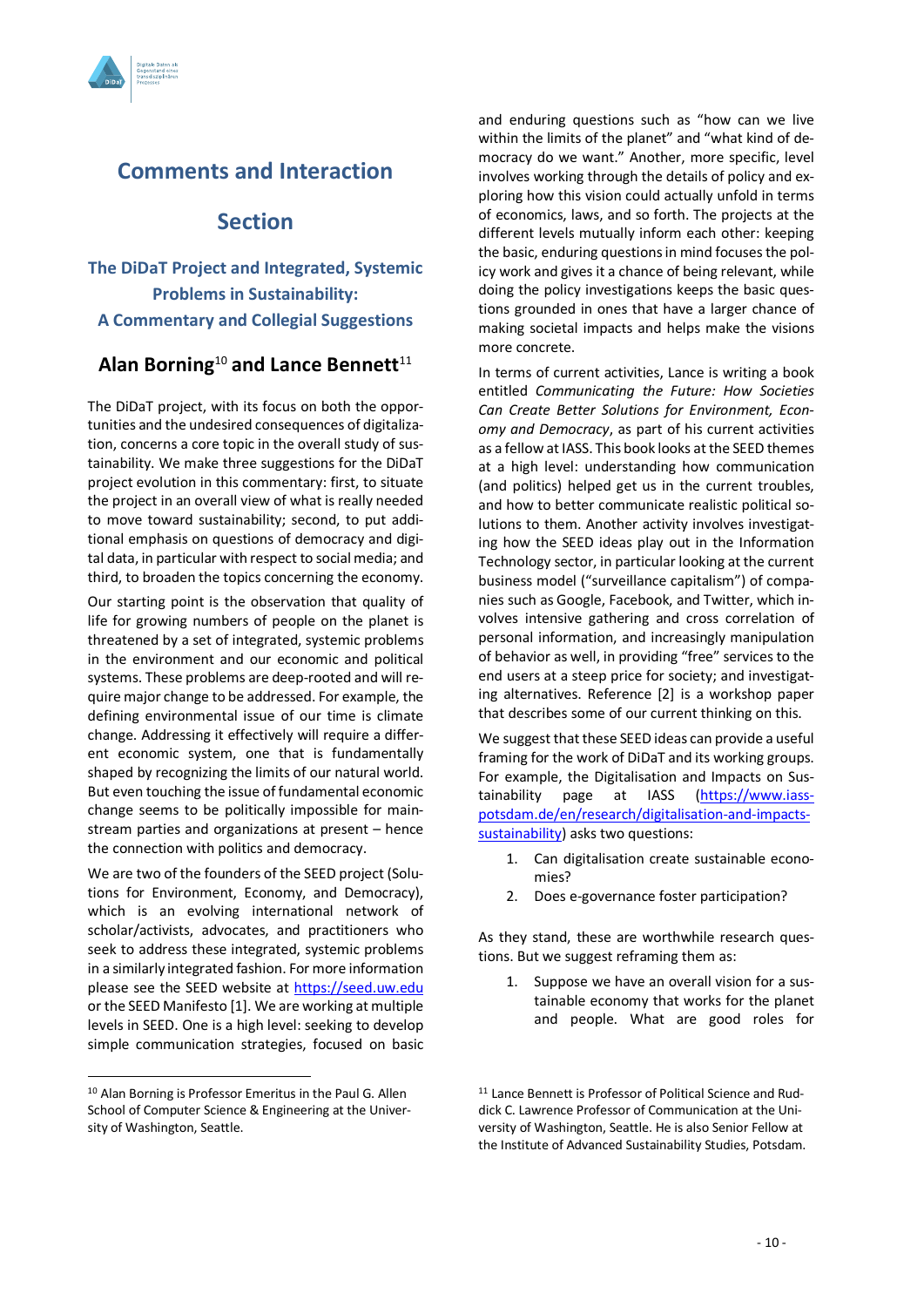# Comments and Interaction Section

## The DiDaT Project and Integrated, Systemic Problems in Sustainability: A Commentary and Collegial Suggestions

### Alan Borning[10] and Lance Bennett[11]

The DiDaT project, with its focus on both the opportunities and the undesired consequences of digitalization, concerns a core topic in the overall study of sustainability. We make three suggestions for the DiDaT project evolution in this commentary: first, to situate the project in an overall view of what is really needed to move toward sustainability; second, to put additional emphasis on questions of democracy and digital data, in particular with respect to social media; and third, to broaden the topics concerning the economy.

Our starting point is the observation that quality of life for growing numbers of people on the planet is threatened by a set of integrated, systemic problems in the environment and our economic and political systems. These problems are deep-rooted and will require major change to be addressed. For example, the defining environmental issue of our time is climate change. Addressing it effectively will require a different economic system, one that is fundamentally shaped by recognizing the limits of our natural world. But even touching the issue of fundamental economic change seems to be politically impossible for mainstream parties and organizations at present – hence the connection with politics and democracy.

We are two of the founders of the SEED project (Solutions for Environment, Economy, and Democracy), which is an evolving international network of scholar/activists, advocates, and practitioners who seek to address these integrated, systemic problems in a similarly integrated fashion. For more information please see the SEED website at https://seed.uw.edu or the SEED Manifesto [1]. We are working at multiple levels in SEED. One is a high level: seeking to develop simple communication strategies, focused on basic and enduring questions such as "how can we live within the limits of the planet" and "what kind of democracy do we want." Another, more specific, level involves working through the details of policy and exploring how this vision could actually unfold in terms of economics, laws, and so forth. The projects at the different levels mutually inform each other: keeping the basic, enduring questions in mind focuses the policy work and gives it a chance of being relevant, while doing the policy investigations keeps the basic questions grounded in ones that have a larger chance of making societal impacts and helps make the visions more concrete.

In terms of current activities, Lance is writing a book entitled *Communicating the Future: How Societies Can Create Better Solutions for Environment, Economy and Democracy*, as part of his current activities as a fellow at IASS. This book looks at the SEED themes at a high level: understanding how communication (and politics) helped get us in the current troubles, and how to better communicate realistic political solutions to them. Another activity involves investigating how the SEED ideas play out in the Information Technology sector, in particular looking at the current business model ("surveillance capitalism") of companies such as Google, Facebook, and Twitter, which involves intensive gathering and cross correlation of personal information, and increasingly manipulation of behavior as well, in providing "free" services to the end users at a steep price for society; and investigating alternatives. Reference [2] is a workshop paper that describes some of our current thinking on this.

We suggest that these SEED ideas can provide a useful framing for the work of DiDaT and its working groups. For example, the Digitalisation and Impacts on Sustainability page at IASS (https://www.iass-potsdam.de/en/research/digitalisation-and-impacts-sustainability) asks two questions:

1. Can digitalisation create sustainable economies?
2. Does e-governance foster participation?

As they stand, these are worthwhile research questions. But we suggest reframing them as:

1. Suppose we have an overall vision for a sustainable economy that works for the planet and people. What are good roles for

---

[10] Alan Borning is Professor Emeritus in the Paul G. Allen School of Computer Science & Engineering at the University of Washington, Seattle.

[11] Lance Bennett is Professor of Political Science and Ruddick C. Lawrence Professor of Communication at the University of Washington, Seattle. He is also Senior Fellow at the Institute of Advanced Sustainability Studies, Potsdam.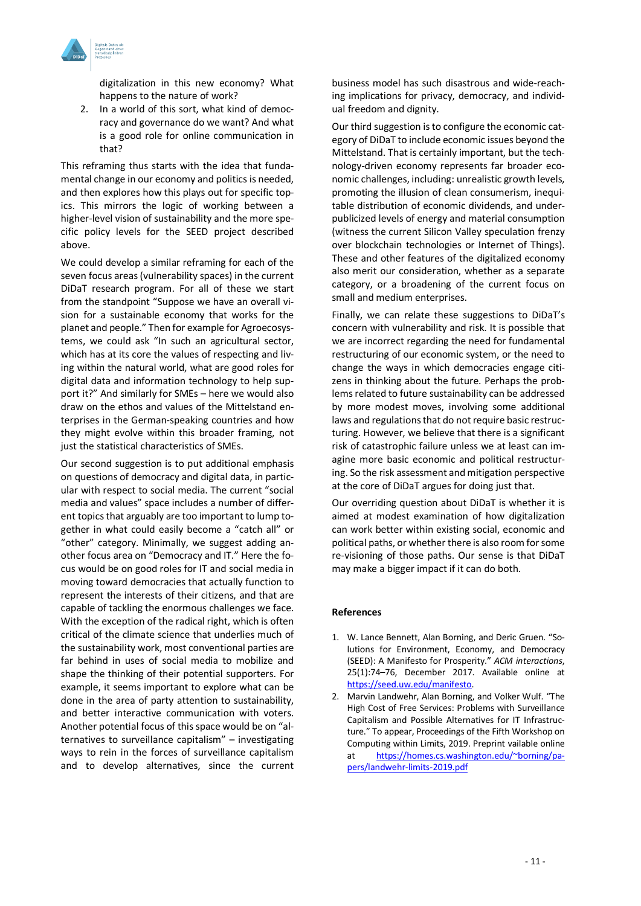digitalization in this new economy? What happens to the nature of work?

2. In a world of this sort, what kind of democracy and governance do we want? And what is a good role for online communication in that?

This reframing thus starts with the idea that fundamental change in our economy and politics is needed, and then explores how this plays out for specific topics. This mirrors the logic of working between a higher-level vision of sustainability and the more specific policy levels for the SEED project described above.

We could develop a similar reframing for each of the seven focus areas (vulnerability spaces) in the current DiDaT research program. For all of these we start from the standpoint "Suppose we have an overall vision for a sustainable economy that works for the planet and people." Then for example for Agroecosystems, we could ask "In such an agricultural sector, which has at its core the values of respecting and living within the natural world, what are good roles for digital data and information technology to help support it?" And similarly for SMEs – here we would also draw on the ethos and values of the Mittelstand enterprises in the German-speaking countries and how they might evolve within this broader framing, not just the statistical characteristics of SMEs.

Our second suggestion is to put additional emphasis on questions of democracy and digital data, in particular with respect to social media. The current "social media and values" space includes a number of different topics that arguably are too important to lump together in what could easily become a "catch all" or "other" category. Minimally, we suggest adding another focus area on "Democracy and IT." Here the focus would be on good roles for IT and social media in moving toward democracies that actually function to represent the interests of their citizens, and that are capable of tackling the enormous challenges we face. With the exception of the radical right, which is often critical of the climate science that underlies much of the sustainability work, most conventional parties are far behind in uses of social media to mobilize and shape the thinking of their potential supporters. For example, it seems important to explore what can be done in the area of party attention to sustainability, and better interactive communication with voters. Another potential focus of this space would be on "alternatives to surveillance capitalism" – investigating ways to rein in the forces of surveillance capitalism and to develop alternatives, since the current business model has such disastrous and wide-reaching implications for privacy, democracy, and individual freedom and dignity.

Our third suggestion is to configure the economic category of DiDaT to include economic issues beyond the Mittelstand. That is certainly important, but the technology-driven economy represents far broader economic challenges, including: unrealistic growth levels, promoting the illusion of clean consumerism, inequitable distribution of economic dividends, and underpublicized levels of energy and material consumption (witness the current Silicon Valley speculation frenzy over blockchain technologies or Internet of Things). These and other features of the digitalized economy also merit our consideration, whether as a separate category, or a broadening of the current focus on small and medium enterprises.

Finally, we can relate these suggestions to DiDaT's concern with vulnerability and risk. It is possible that we are incorrect regarding the need for fundamental restructuring of our economic system, or the need to change the ways in which democracies engage citizens in thinking about the future. Perhaps the problems related to future sustainability can be addressed by more modest moves, involving some additional laws and regulations that do not require basic restructuring. However, we believe that there is a significant risk of catastrophic failure unless we at least can imagine more basic economic and political restructuring. So the risk assessment and mitigation perspective at the core of DiDaT argues for doing just that.

Our overriding question about DiDaT is whether it is aimed at modest examination of how digitalization can work better within existing social, economic and political paths, or whether there is also room for some re-visioning of those paths. Our sense is that DiDaT may make a bigger impact if it can do both.

### References

1. W. Lance Bennett, Alan Borning, and Deric Gruen. "Solutions for Environment, Economy, and Democracy (SEED): A Manifesto for Prosperity." *ACM interactions*, 25(1):74–76, December 2017. Available online at https://seed.uw.edu/manifesto.
2. Marvin Landwehr, Alan Borning, and Volker Wulf. "The High Cost of Free Services: Problems with Surveillance Capitalism and Possible Alternatives for IT Infrastructure." To appear, Proceedings of the Fifth Workshop on Computing within Limits, 2019. Preprint vailable online at https://homes.cs.washington.edu/~borning/papers/landwehr-limits-2019.pdf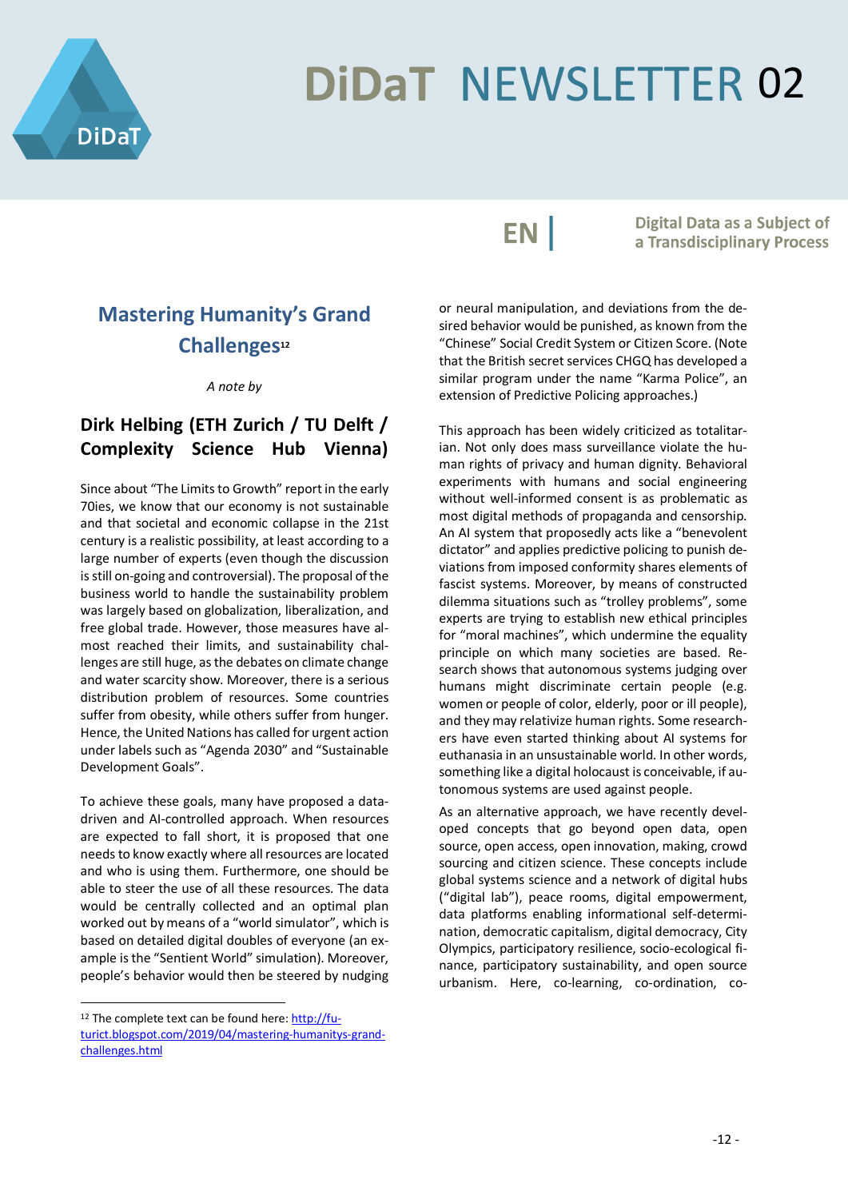## Mastering Humanity's Grand Challenges[12]

*A note by*

### Dirk Helbing (ETH Zurich / TU Delft / Complexity Science Hub Vienna)

Since about "The Limits to Growth" report in the early 70ies, we know that our economy is not sustainable and that societal and economic collapse in the 21st century is a realistic possibility, at least according to a large number of experts (even though the discussion is still on-going and controversial). The proposal of the business world to handle the sustainability problem was largely based on globalization, liberalization, and free global trade. However, those measures have almost reached their limits, and sustainability challenges are still huge, as the debates on climate change and water scarcity show. Moreover, there is a serious distribution problem of resources. Some countries suffer from obesity, while others suffer from hunger. Hence, the United Nations has called for urgent action under labels such as "Agenda 2030" and "Sustainable Development Goals".

To achieve these goals, many have proposed a data-driven and AI-controlled approach. When resources are expected to fall short, it is proposed that one needs to know exactly where all resources are located and who is using them. Furthermore, one should be able to steer the use of all these resources. The data would be centrally collected and an optimal plan worked out by means of a "world simulator", which is based on detailed digital doubles of everyone (an example is the "Sentient World" simulation). Moreover, people's behavior would then be steered by nudging or neural manipulation, and deviations from the desired behavior would be punished, as known from the "Chinese" Social Credit System or Citizen Score. (Note that the British secret services CHGQ has developed a similar program under the name "Karma Police", an extension of Predictive Policing approaches.)

This approach has been widely criticized as totalitarian. Not only does mass surveillance violate the human rights of privacy and human dignity. Behavioral experiments with humans and social engineering without well-informed consent is as problematic as most digital methods of propaganda and censorship. An AI system that proposedly acts like a "benevolent dictator" and applies predictive policing to punish deviations from imposed conformity shares elements of fascist systems. Moreover, by means of constructed dilemma situations such as "trolley problems", some experts are trying to establish new ethical principles for "moral machines", which undermine the equality principle on which many societies are based. Research shows that autonomous systems judging over humans might discriminate certain people (e.g. women or people of color, elderly, poor or ill people), and they may relativize human rights. Some researchers have even started thinking about AI systems for euthanasia in an unsustainable world. In other words, something like a digital holocaust is conceivable, if autonomous systems are used against people.

As an alternative approach, we have recently developed concepts that go beyond open data, open source, open access, open innovation, making, crowd sourcing and citizen science. These concepts include global systems science and a network of digital hubs ("digital lab"), peace rooms, digital empowerment, data platforms enabling informational self-determination, democratic capitalism, digital democracy, City Olympics, participatory resilience, socio-ecological finance, participatory sustainability, and open source urbanism. Here, co-learning, co-ordination, co-

[12] The complete text can be found here: http://futurict.blogspot.com/2019/04/mastering-humanitys-grand-challenges.html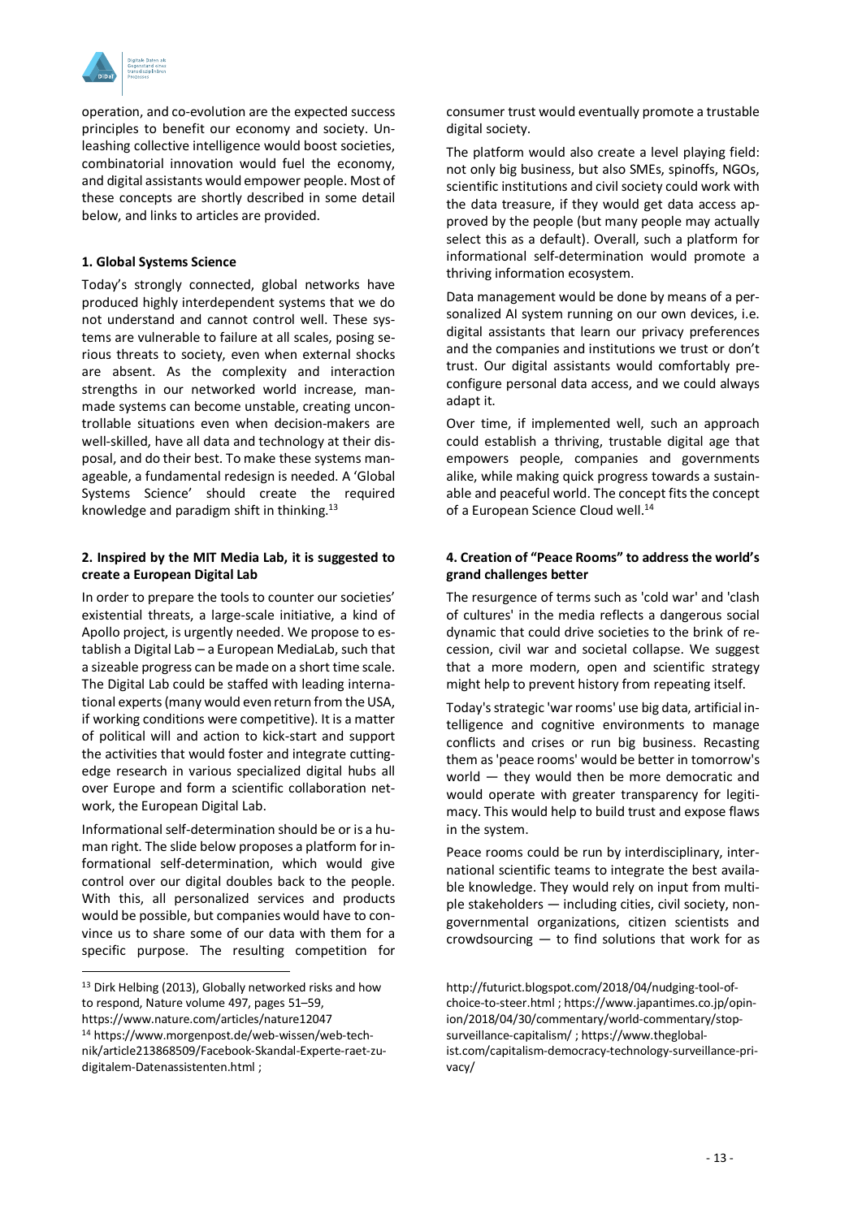operation, and co-evolution are the expected success principles to benefit our economy and society. Unleashing collective intelligence would boost societies, combinatorial innovation would fuel the economy, and digital assistants would empower people. Most of these concepts are shortly described in some detail below, and links to articles are provided.

**1. Global Systems Science**

Today's strongly connected, global networks have produced highly interdependent systems that we do not understand and cannot control well. These systems are vulnerable to failure at all scales, posing serious threats to society, even when external shocks are absent. As the complexity and interaction strengths in our networked world increase, man-made systems can become unstable, creating uncontrollable situations even when decision-makers are well-skilled, have all data and technology at their disposal, and do their best. To make these systems manageable, a fundamental redesign is needed. A 'Global Systems Science' should create the required knowledge and paradigm shift in thinking.[13]

**2. Inspired by the MIT Media Lab, it is suggested to create a European Digital Lab**

In order to prepare the tools to counter our societies' existential threats, a large-scale initiative, a kind of Apollo project, is urgently needed. We propose to establish a Digital Lab – a European MediaLab, such that a sizeable progress can be made on a short time scale. The Digital Lab could be staffed with leading international experts (many would even return from the USA, if working conditions were competitive). It is a matter of political will and action to kick-start and support the activities that would foster and integrate cutting-edge research in various specialized digital hubs all over Europe and form a scientific collaboration network, the European Digital Lab.

Informational self-determination should be or is a human right. The slide below proposes a platform for informational self-determination, which would give control over our digital doubles back to the people. With this, all personalized services and products would be possible, but companies would have to convince us to share some of our data with them for a specific purpose. The resulting competition for consumer trust would eventually promote a trustable digital society.

The platform would also create a level playing field: not only big business, but also SMEs, spinoffs, NGOs, scientific institutions and civil society could work with the data treasure, if they would get data access approved by the people (but many people may actually select this as a default). Overall, such a platform for informational self-determination would promote a thriving information ecosystem.

Data management would be done by means of a personalized AI system running on our own devices, i.e. digital assistants that learn our privacy preferences and the companies and institutions we trust or don't trust. Our digital assistants would comfortably preconfigure personal data access, and we could always adapt it.

Over time, if implemented well, such an approach could establish a thriving, trustable digital age that empowers people, companies and governments alike, while making quick progress towards a sustainable and peaceful world. The concept fits the concept of a European Science Cloud well.[14]

**4. Creation of "Peace Rooms" to address the world's grand challenges better**

The resurgence of terms such as 'cold war' and 'clash of cultures' in the media reflects a dangerous social dynamic that could drive societies to the brink of recession, civil war and societal collapse. We suggest that a more modern, open and scientific strategy might help to prevent history from repeating itself.

Today's strategic 'war rooms' use big data, artificial intelligence and cognitive environments to manage conflicts and crises or run big business. Recasting them as 'peace rooms' would be better in tomorrow's world — they would then be more democratic and would operate with greater transparency for legitimacy. This would help to build trust and expose flaws in the system.

Peace rooms could be run by interdisciplinary, international scientific teams to integrate the best available knowledge. They would rely on input from multiple stakeholders — including cities, civil society, non-governmental organizations, citizen scientists and crowdsourcing — to find solutions that work for as

---

[13] Dirk Helbing (2013), Globally networked risks and how to respond, Nature volume 497, pages 51–59, https://www.nature.com/articles/nature12047

[14] https://www.morgenpost.de/web-wissen/web-technik/article213868509/Facebook-Skandal-Experte-raet-zu-digitalem-Datenassistenten.html ; http://futurict.blogspot.com/2018/04/nudging-tool-of-choice-to-steer.html ; https://www.japantimes.co.jp/opinion/2018/04/30/commentary/world-commentary/stop-surveillance-capitalism/ ; https://www.theglobalist.com/capitalism-democracy-technology-surveillance-privacy/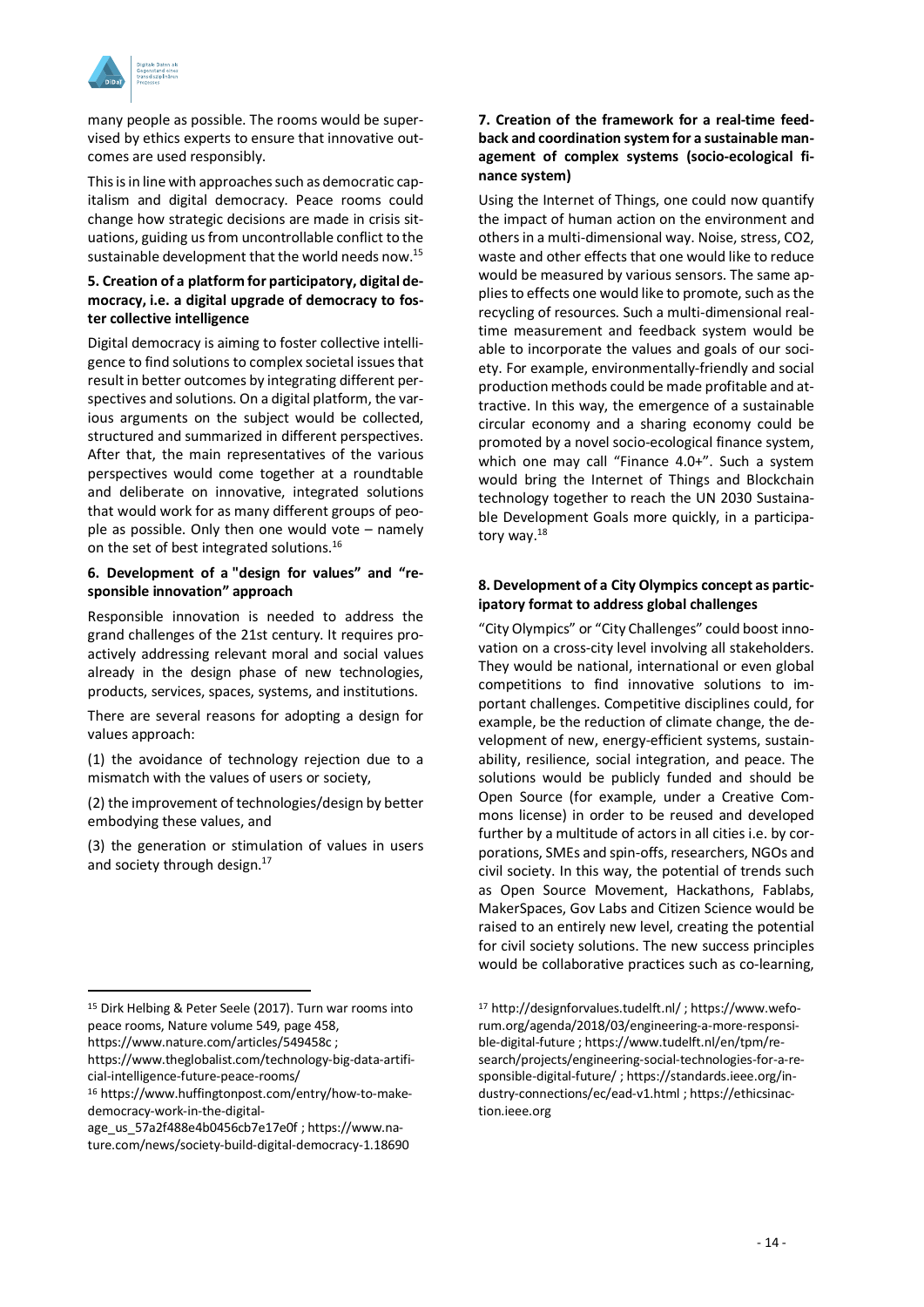many people as possible. The rooms would be supervised by ethics experts to ensure that innovative outcomes are used responsibly.

This is in line with approaches such as democratic capitalism and digital democracy. Peace rooms could change how strategic decisions are made in crisis situations, guiding us from uncontrollable conflict to the sustainable development that the world needs now.[15]

**5. Creation of a platform for participatory, digital democracy, i.e. a digital upgrade of democracy to foster collective intelligence**

Digital democracy is aiming to foster collective intelligence to find solutions to complex societal issues that result in better outcomes by integrating different perspectives and solutions. On a digital platform, the various arguments on the subject would be collected, structured and summarized in different perspectives. After that, the main representatives of the various perspectives would come together at a roundtable and deliberate on innovative, integrated solutions that would work for as many different groups of people as possible. Only then one would vote – namely on the set of best integrated solutions.[16]

**6. Development of a "design for values" and "responsible innovation" approach**

Responsible innovation is needed to address the grand challenges of the 21st century. It requires proactively addressing relevant moral and social values already in the design phase of new technologies, products, services, spaces, systems, and institutions.

There are several reasons for adopting a design for values approach:

(1) the avoidance of technology rejection due to a mismatch with the values of users or society,

(2) the improvement of technologies/design by better embodying these values, and

(3) the generation or stimulation of values in users and society through design.[17]

**7. Creation of the framework for a real-time feedback and coordination system for a sustainable management of complex systems (socio-ecological finance system)**

Using the Internet of Things, one could now quantify the impact of human action on the environment and others in a multi-dimensional way. Noise, stress, CO2, waste and other effects that one would like to reduce would be measured by various sensors. The same applies to effects one would like to promote, such as the recycling of resources. Such a multi-dimensional real-time measurement and feedback system would be able to incorporate the values and goals of our society. For example, environmentally-friendly and social production methods could be made profitable and attractive. In this way, the emergence of a sustainable circular economy and a sharing economy could be promoted by a novel socio-ecological finance system, which one may call "Finance 4.0+". Such a system would bring the Internet of Things and Blockchain technology together to reach the UN 2030 Sustainable Development Goals more quickly, in a participatory way.[18]

**8. Development of a City Olympics concept as participatory format to address global challenges**

"City Olympics" or "City Challenges" could boost innovation on a cross-city level involving all stakeholders. They would be national, international or even global competitions to find innovative solutions to important challenges. Competitive disciplines could, for example, be the reduction of climate change, the development of new, energy-efficient systems, sustainability, resilience, social integration, and peace. The solutions would be publicly funded and should be Open Source (for example, under a Creative Commons license) in order to be reused and developed further by a multitude of actors in all cities i.e. by corporations, SMEs and spin-offs, researchers, NGOs and civil society. In this way, the potential of trends such as Open Source Movement, Hackathons, Fablabs, MakerSpaces, Gov Labs and Citizen Science would be raised to an entirely new level, creating the potential for civil society solutions. The new success principles would be collaborative practices such as co-learning,

---

[15] Dirk Helbing & Peter Seele (2017). Turn war rooms into peace rooms, Nature volume 549, page 458, https://www.nature.com/articles/549458c ; https://www.theglobalist.com/technology-big-data-artificial-intelligence-future-peace-rooms/

[16] https://www.huffingtonpost.com/entry/how-to-make-democracy-work-in-the-digital-age_us_57a2f488e4b0456cb7e17e0f ; https://www.nature.com/news/society-build-digital-democracy-1.18690

[17] http://designforvalues.tudelft.nl/ ; https://www.weforum.org/agenda/2018/03/engineering-a-more-responsible-digital-future ; https://www.tudelft.nl/en/tpm/research/projects/engineering-social-technologies-for-a-responsible-digital-future/ ; https://standards.ieee.org/industry-connections/ec/ead-v1.html ; https://ethicsinaction.ieee.org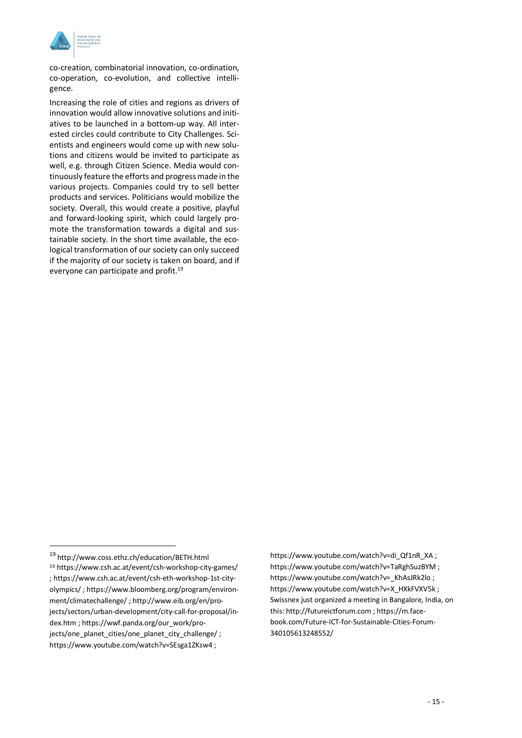co-creation, combinatorial innovation, co-ordination, co-operation, co-evolution, and collective intelligence.

Increasing the role of cities and regions as drivers of innovation would allow innovative solutions and initiatives to be launched in a bottom-up way. All interested circles could contribute to City Challenges. Scientists and engineers would come up with new solutions and citizens would be invited to participate as well, e.g. through Citizen Science. Media would continuously feature the efforts and progress made in the various projects. Companies could try to sell better products and services. Politicians would mobilize the society. Overall, this would create a positive, playful and forward-looking spirit, which could largely promote the transformation towards a digital and sustainable society. In the short time available, the ecological transformation of our society can only succeed if the majority of our society is taken on board, and if everyone can participate and profit.[19]

---

[19] http://www.coss.ethz.ch/education/BETH.html

[19] https://www.csh.ac.at/event/csh-workshop-city-games/ ; https://www.csh.ac.at/event/csh-eth-workshop-1st-city-olympics/ ; https://www.bloomberg.org/program/environment/climatechallenge/ ; http://www.eib.org/en/projects/sectors/urban-development/city-call-for-proposal/index.htm ; https://wwf.panda.org/our_work/projects/one_planet_cities/one_planet_city_challenge/ ; https://www.youtube.com/watch?v=SEsga1ZKsw4 ; https://www.youtube.com/watch?v=di_Qf1nR_XA ; https://www.youtube.com/watch?v=TaRghSuzBYM ; https://www.youtube.com/watch?v=_KhAsJRk2lo ; https://www.youtube.com/watch?v=X_HXkFVXV5k ; Swissnex just organized a meeting in Bangalore, India, on this: http://futureictforum.com ; https://m.facebook.com/Future-ICT-for-Sustainable-Cities-Forum-340105613248552/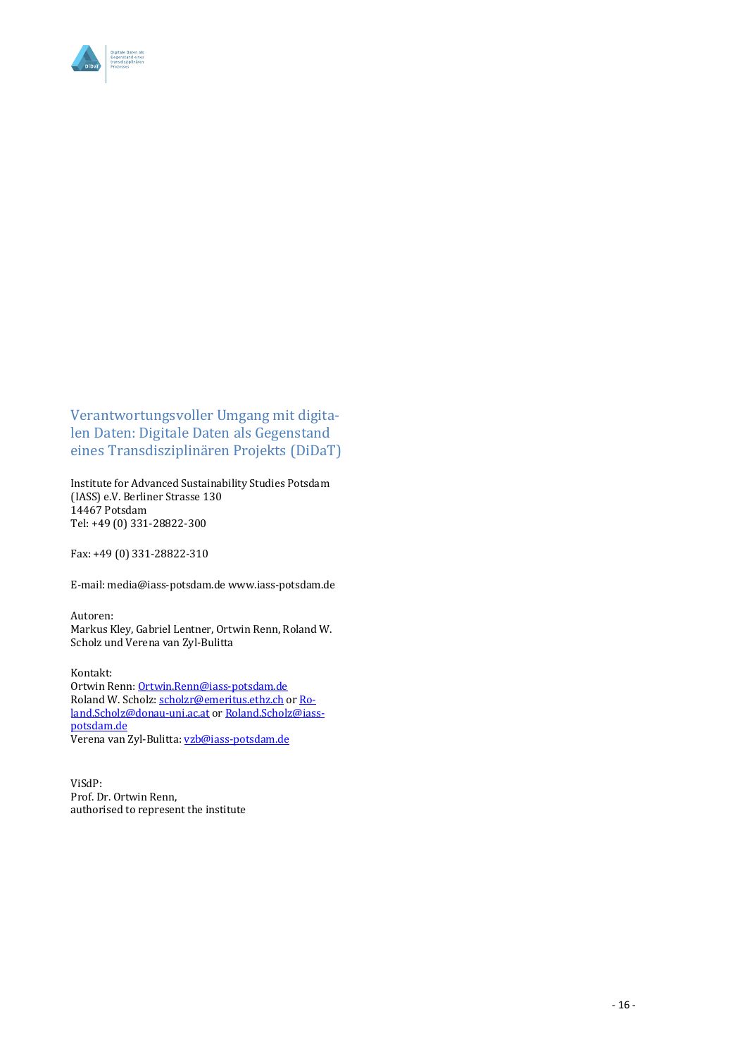## Verantwortungsvoller Umgang mit digitalen Daten: Digitale Daten als Gegenstand eines Transdisziplinären Projekts (DiDaT)

Institute for Advanced Sustainability Studies Potsdam
(IASS) e.V. Berliner Strasse 130
14467 Potsdam
Tel: +49 (0) 331-28822-300

Fax: +49 (0) 331-28822-310

E-mail: media@iass-potsdam.de www.iass-potsdam.de

Autoren:
Markus Kley, Gabriel Lentner, Ortwin Renn, Roland W. Scholz und Verena van Zyl-Bulitta

Kontakt:
Ortwin Renn: Ortwin.Renn@iass-potsdam.de
Roland W. Scholz: scholzr@emeritus.ethz.ch or Roland.Scholz@donau-uni.ac.at or Roland.Scholz@iass-potsdam.de
Verena van Zyl-Bulitta: vzb@iass-potsdam.de

ViSdP:
Prof. Dr. Ortwin Renn,
authorised to represent the institute